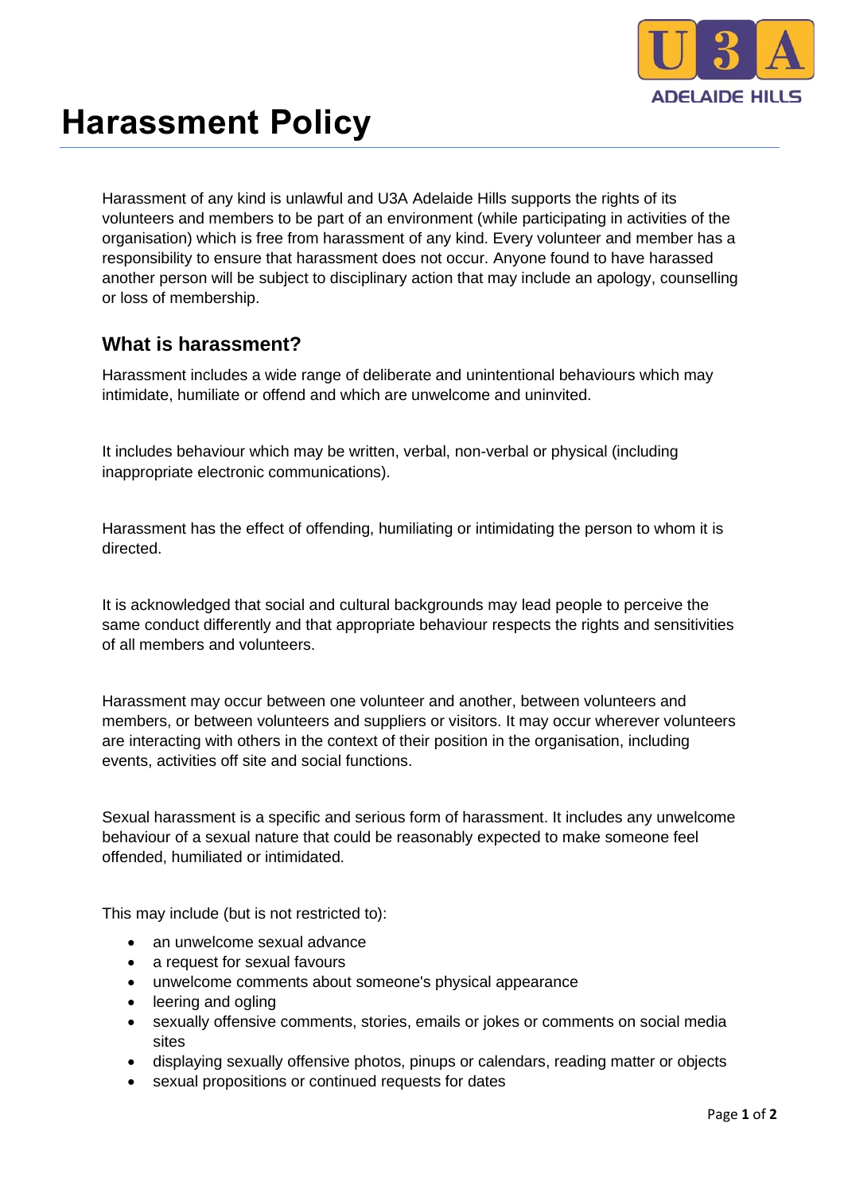# Harassment Policy

Harassment of any kind is unlawful and U3A Adelaide Hills supports the rights of its volunteers and members to be part of an environment (while participating in activities of the organisation) which is free from harassment of any kind. Every volunteer and member has a responsibility to ensure that harassment does not occur. Anyone found to have harassed another person will be subject to disciplinary action that may include an apology, counselling or loss of membership.

## What is harassment?

Harassment includes a wide range of deliberate and unintentional behaviours which may intimidate, humiliate or offend and which are unwelcome and uninvited.

It includes behaviour which may be written, verbal, non-verbal or physical (including inappropriate electronic communications).

Harassment has the effect of offending, humiliating or intimidating the person to whom it is directed.

It is acknowledged that social and cultural backgrounds may lead people to perceive the same conduct differently and that appropriate behaviour respects the rights and sensitivities of all members and volunteers.

Harassment may occur between one volunteer and another, between volunteers and members, or between volunteers and suppliers or visitors. It may occur wherever volunteers are interacting with others in the context of their position in the organisation, including events, activities off site and social functions.

Sexual harassment is a specific and serious form of harassment. It includes any unwelcome behaviour of a sexual nature that could be reasonably expected to make someone feel offended, humiliated or intimidated.

This may include (but is not restricted to):

- an unwelcome sexual advance
- a request for sexual favours
- unwelcome comments about someone's physical appearance
- leering and ogling
- sexually offensive comments, stories, emails or jokes or comments on social media sites
- displaying sexually offensive photos, pinups or calendars, reading matter or objects
- sexual propositions or continued requests for dates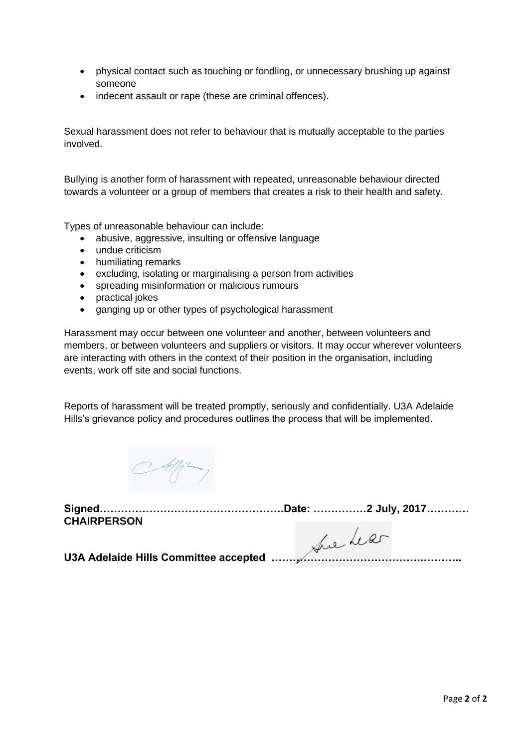- physical contact such as touching or fondling, or unnecessary brushing up against someone
- indecent assault or rape (these are criminal offences).

Sexual harassment does not refer to behaviour that is mutually acceptable to the parties involved.

Bullying is another form of harassment with repeated, unreasonable behaviour directed towards a volunteer or a group of members that creates a risk to their health and safety.

Types of unreasonable behaviour can include:

- abusive, aggressive, insulting or offensive language
- undue criticism
- humiliating remarks
- excluding, isolating or marginalising a person from activities
- spreading misinformation or malicious rumours
- practical jokes
- ganging up or other types of psychological harassment

Harassment may occur between one volunteer and another, between volunteers and members, or between volunteers and suppliers or visitors. It may occur wherever volunteers are interacting with others in the context of their position in the organisation, including events, work off site and social functions.

Reports of harassment will be treated promptly, seriously and confidentially. U3A Adelaide Hills's grievance policy and procedures outlines the process that will be implemented.

**Signed…………………………………………….Date: ……………2 July, 2017…………**
**CHAIRPERSON**

**U3A Adelaide Hills Committee accepted ……………………………………………..**